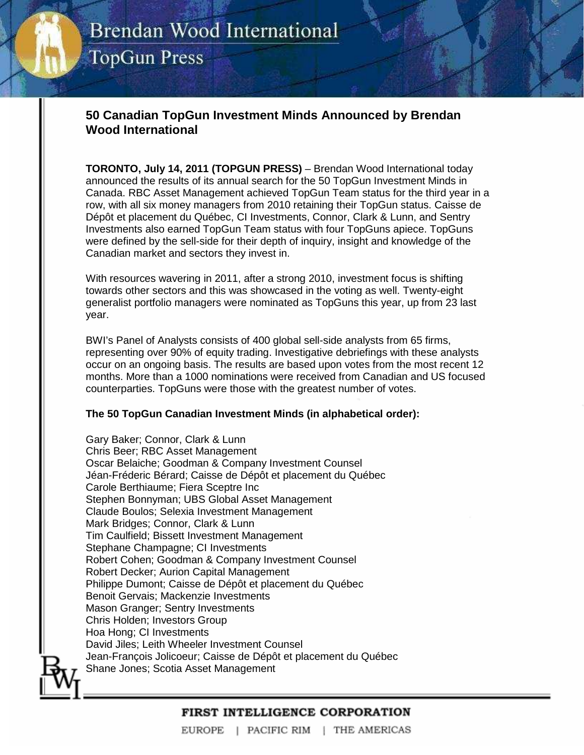# 50 Canadian TopGun Investment Minds Announced by Brendan Wood International

**TORONTO, July 14, 2011 (TOPGUN PRESS)** – Brendan Wood International today announced the results of its annual search for the 50 TopGun Investment Minds in Canada. RBC Asset Management achieved TopGun Team status for the third year in a row, with all six money managers from 2010 retaining their TopGun status. Caisse de Dépôt et placement du Québec, CI Investments, Connor, Clark & Lunn, and Sentry Investments also earned TopGun Team status with four TopGuns apiece. TopGuns were defined by the sell-side for their depth of inquiry, insight and knowledge of the Canadian market and sectors they invest in.

With resources wavering in 2011, after a strong 2010, investment focus is shifting towards other sectors and this was showcased in the voting as well. Twenty-eight generalist portfolio managers were nominated as TopGuns this year, up from 23 last year.

BWI's Panel of Analysts consists of 400 global sell-side analysts from 65 firms, representing over 90% of equity trading. Investigative debriefings with these analysts occur on an ongoing basis. The results are based upon votes from the most recent 12 months. More than a 1000 nominations were received from Canadian and US focused counterparties. TopGuns were those with the greatest number of votes.

**The 50 TopGun Canadian Investment Minds (in alphabetical order):**

Gary Baker; Connor, Clark & Lunn
Chris Beer; RBC Asset Management
Oscar Belaiche; Goodman & Company Investment Counsel
Jéan-Fréderic Bérard; Caisse de Dépôt et placement du Québec
Carole Berthiaume; Fiera Sceptre Inc
Stephen Bonnyman; UBS Global Asset Management
Claude Boulos; Selexia Investment Management
Mark Bridges; Connor, Clark & Lunn
Tim Caulfield; Bissett Investment Management
Stephane Champagne; CI Investments
Robert Cohen; Goodman & Company Investment Counsel
Robert Decker; Aurion Capital Management
Philippe Dumont; Caisse de Dépôt et placement du Québec
Benoit Gervais; Mackenzie Investments
Mason Granger; Sentry Investments
Chris Holden; Investors Group
Hoa Hong; CI Investments
David Jiles; Leith Wheeler Investment Counsel
Jean-François Jolicoeur; Caisse de Dépôt et placement du Québec
Shane Jones; Scotia Asset Management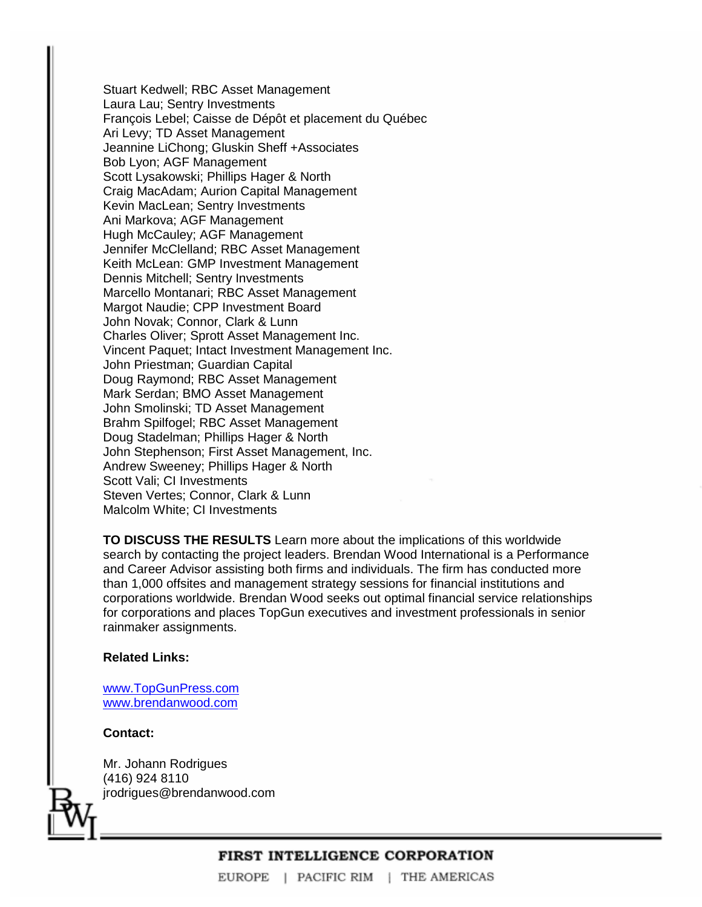Stuart Kedwell; RBC Asset Management
Laura Lau; Sentry Investments
François Lebel; Caisse de Dépôt et placement du Québec
Ari Levy; TD Asset Management
Jeannine LiChong; Gluskin Sheff +Associates
Bob Lyon; AGF Management
Scott Lysakowski; Phillips Hager & North
Craig MacAdam; Aurion Capital Management
Kevin MacLean; Sentry Investments
Ani Markova; AGF Management
Hugh McCauley; AGF Management
Jennifer McClelland; RBC Asset Management
Keith McLean: GMP Investment Management
Dennis Mitchell; Sentry Investments
Marcello Montanari; RBC Asset Management
Margot Naudie; CPP Investment Board
John Novak; Connor, Clark & Lunn
Charles Oliver; Sprott Asset Management Inc.
Vincent Paquet; Intact Investment Management Inc.
John Priestman; Guardian Capital
Doug Raymond; RBC Asset Management
Mark Serdan; BMO Asset Management
John Smolinski; TD Asset Management
Brahm Spilfogel; RBC Asset Management
Doug Stadelman; Phillips Hager & North
John Stephenson; First Asset Management, Inc.
Andrew Sweeney; Phillips Hager & North
Scott Vali; CI Investments
Steven Vertes; Connor, Clark & Lunn
Malcolm White; CI Investments

**TO DISCUSS THE RESULTS** Learn more about the implications of this worldwide search by contacting the project leaders. Brendan Wood International is a Performance and Career Advisor assisting both firms and individuals. The firm has conducted more than 1,000 offsites and management strategy sessions for financial institutions and corporations worldwide. Brendan Wood seeks out optimal financial service relationships for corporations and places TopGun executives and investment professionals in senior rainmaker assignments.

**Related Links:**

www.TopGunPress.com
www.brendanwood.com

**Contact:**

Mr. Johann Rodrigues
(416) 924 8110
jrodrigues@brendanwood.com

FIRST INTELLIGENCE CORPORATION

EUROPE | PACIFIC RIM | THE AMERICAS